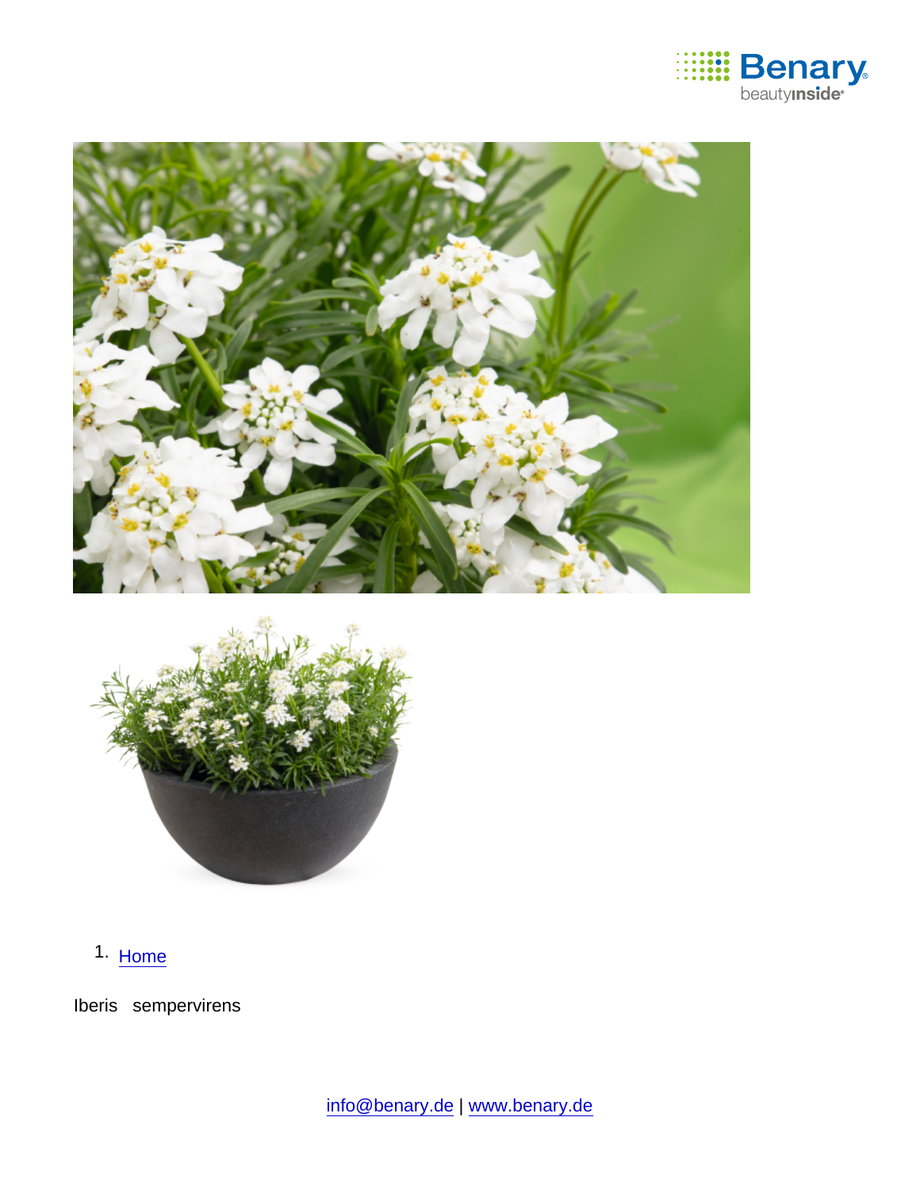1. Home

Iberis sempervirens

info@benary.de | www.benary.de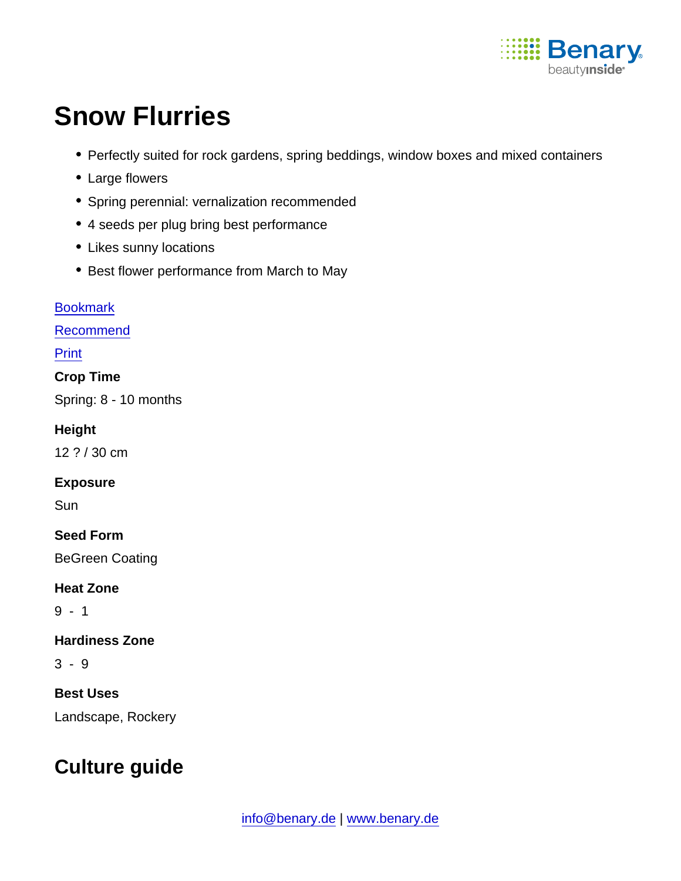# Snow Flurries

- Perfectly suited for rock gardens, spring beddings, window boxes and mixed containers
- Large flowers
- Spring perennial: vernalization recommended
- 4 seeds per plug bring best performance
- Likes sunny locations
- Best flower performance from March to May

Bookmark

Recommend

Print

**Crop Time**

Spring: 8 - 10 months

**Height**

12 ? / 30 cm

**Exposure**

Sun

**Seed Form**

BeGreen Coating

**Heat Zone**

9 - 1

**Hardiness Zone**

3 - 9

**Best Uses**

Landscape, Rockery

## Culture guide

info@benary.de | www.benary.de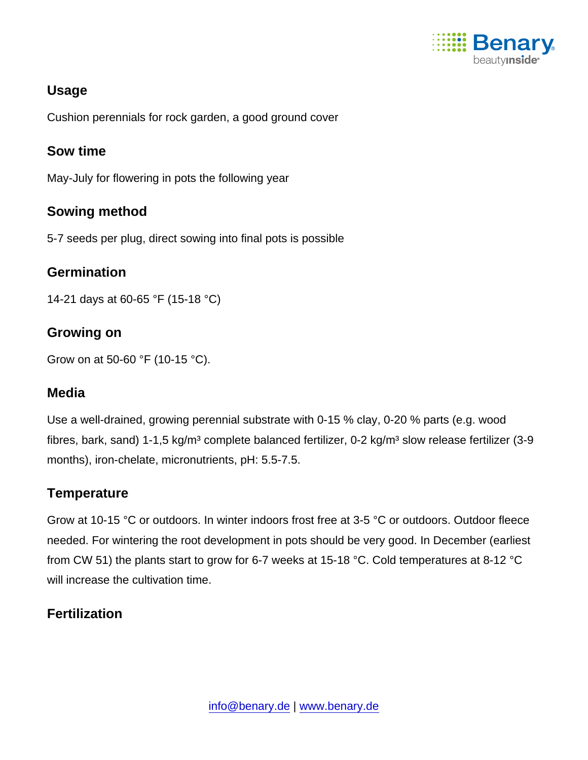## Usage

Cushion perennials for rock garden, a good ground cover

## Sow time

May-July for flowering in pots the following year

## Sowing method

5-7 seeds per plug, direct sowing into final pots is possible

## Germination

14-21 days at 60-65 °F (15-18 °C)

## Growing on

Grow on at 50-60 °F (10-15 °C).

## Media

Use a well-drained, growing perennial substrate with 0-15 % clay, 0-20 % parts (e.g. wood fibres, bark, sand) 1-1,5 kg/m³ complete balanced fertilizer, 0-2 kg/m³ slow release fertilizer (3-9 months), iron-chelate, micronutrients, pH: 5.5-7.5.

## Temperature

Grow at 10-15 °C or outdoors. In winter indoors frost free at 3-5 °C or outdoors. Outdoor fleece needed. For wintering the root development in pots should be very good. In December (earliest from CW 51) the plants start to grow for 6-7 weeks at 15-18 °C. Cold temperatures at 8-12 °C will increase the cultivation time.

## Fertilization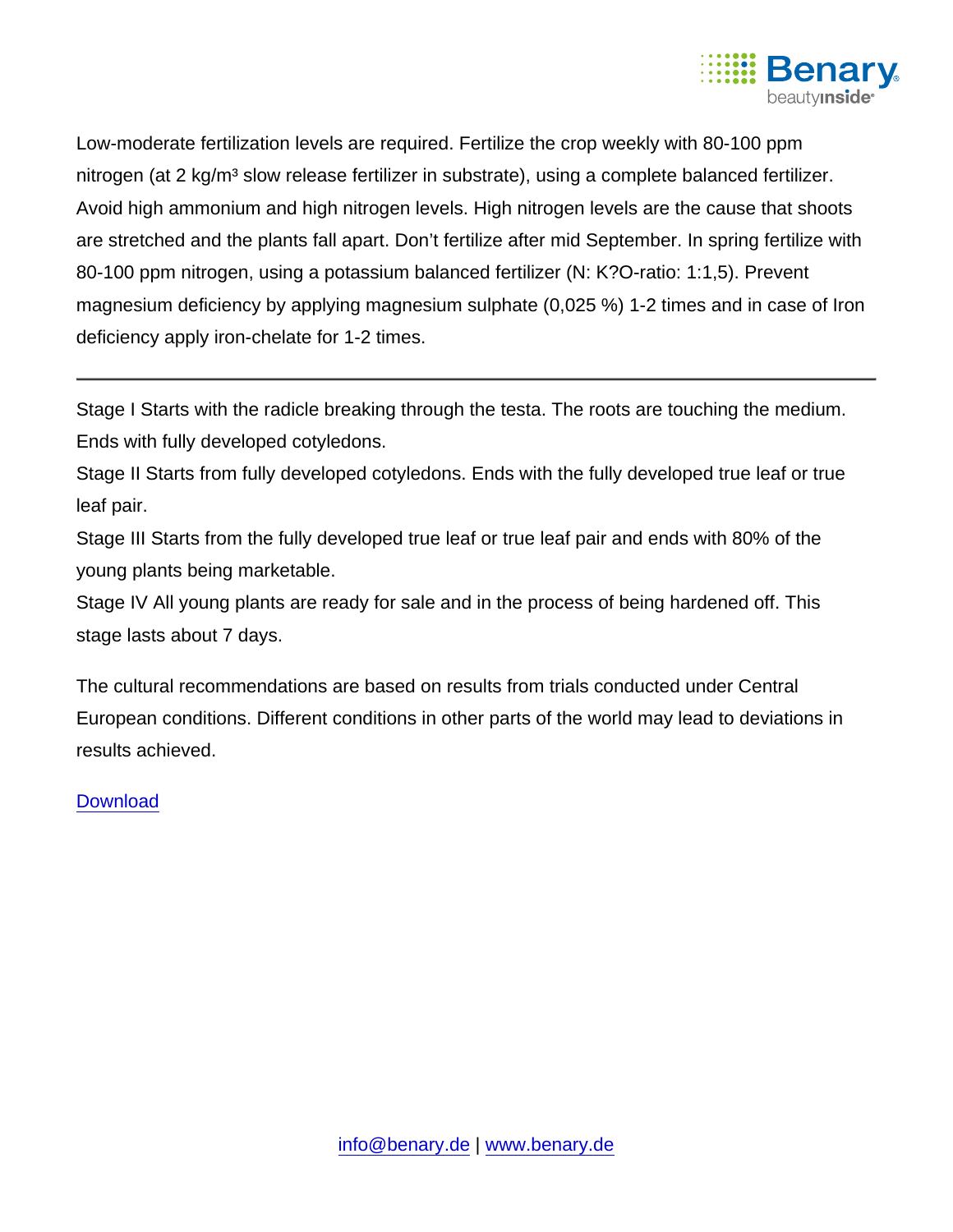Low-moderate fertilization levels are required. Fertilize the crop weekly with 80-100 ppm nitrogen (at 2 kg/m³ slow release fertilizer in substrate), using a complete balanced fertilizer. Avoid high ammonium and high nitrogen levels. High nitrogen levels are the cause that shoots are stretched and the plants fall apart. Don't fertilize after mid September. In spring fertilize with 80-100 ppm nitrogen, using a potassium balanced fertilizer (N: K?O-ratio: 1:1,5). Prevent magnesium deficiency by applying magnesium sulphate (0,025 %) 1-2 times and in case of Iron deficiency apply iron-chelate for 1-2 times.

---

Stage I Starts with the radicle breaking through the testa. The roots are touching the medium. Ends with fully developed cotyledons.
Stage II Starts from fully developed cotyledons. Ends with the fully developed true leaf or true leaf pair.
Stage III Starts from the fully developed true leaf or true leaf pair and ends with 80% of the young plants being marketable.
Stage IV All young plants are ready for sale and in the process of being hardened off. This stage lasts about 7 days.

The cultural recommendations are based on results from trials conducted under Central European conditions. Different conditions in other parts of the world may lead to deviations in results achieved.

Download